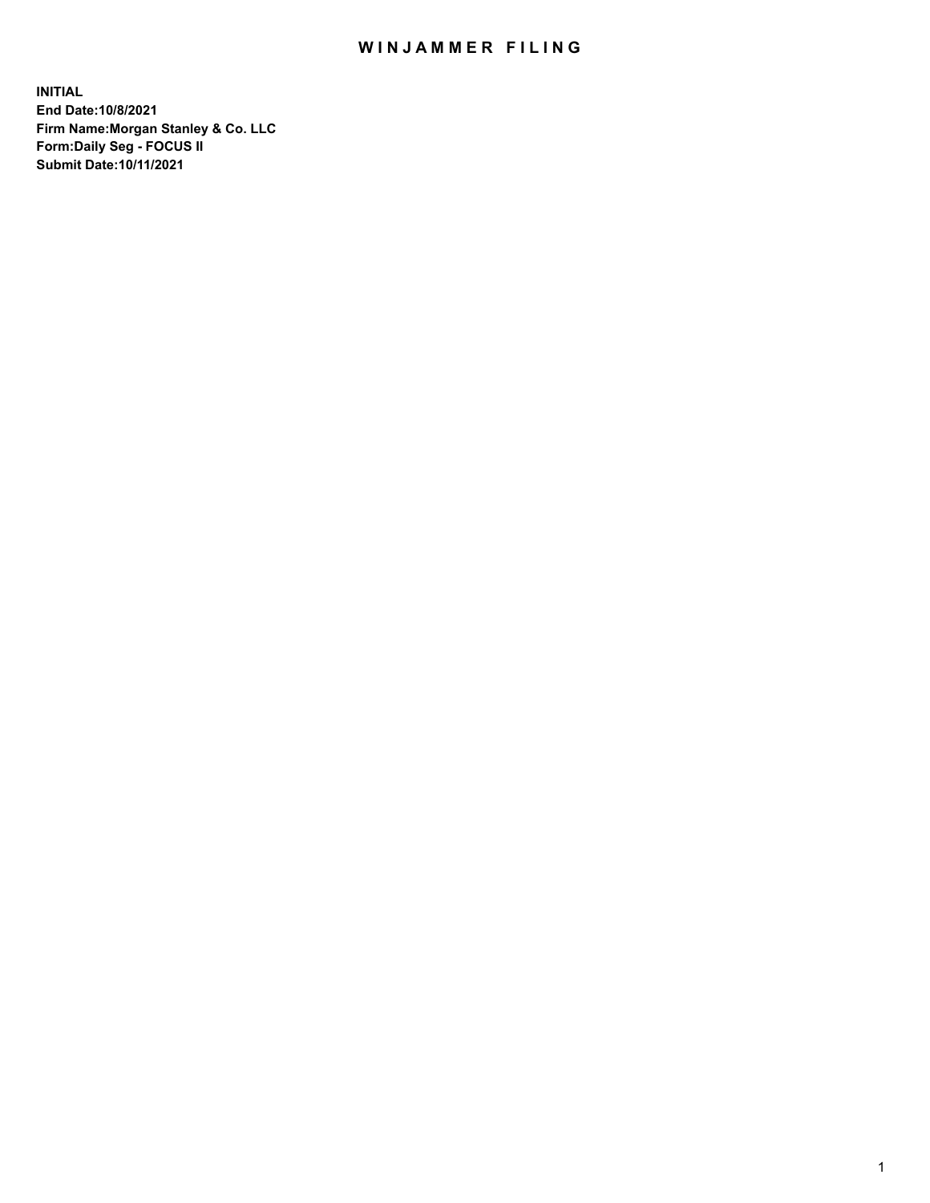# WINJAMMER FILING

**INITIAL**
**End Date:10/8/2021**
**Firm Name:Morgan Stanley & Co. LLC**
**Form:Daily Seg - FOCUS II**
**Submit Date:10/11/2021**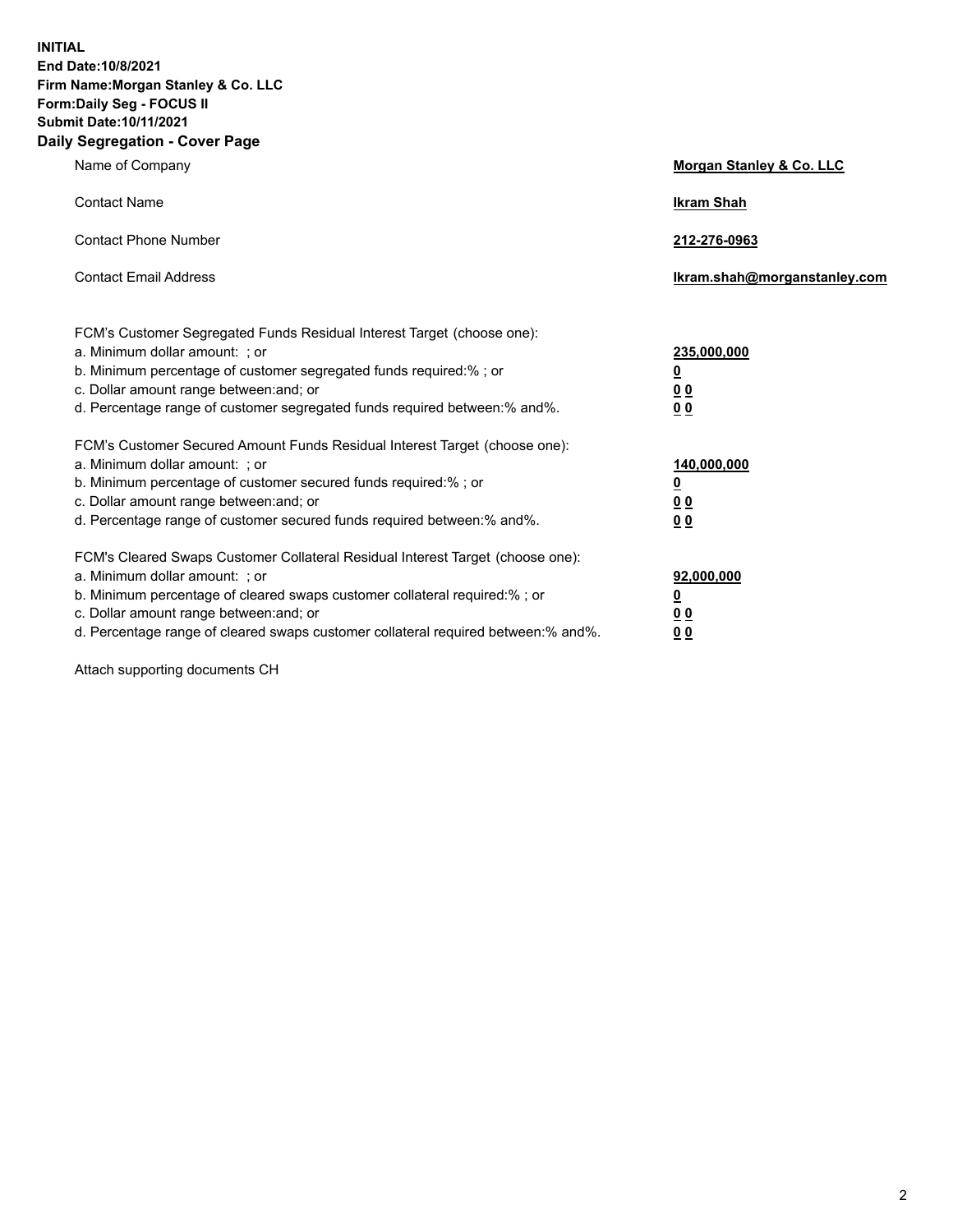**INITIAL**
**End Date:10/8/2021**
**Firm Name:Morgan Stanley & Co. LLC**
**Form:Daily Seg - FOCUS II**
**Submit Date:10/11/2021**

## Daily Segregation - Cover Page

| | |
|---|---|
| Name of Company | **Morgan Stanley & Co. LLC** |
| Contact Name | **Ikram Shah** |
| Contact Phone Number | **212-276-0963** |
| Contact Email Address | **Ikram.shah@morganstanley.com** |

| | |
|---|---|
| FCM's Customer Segregated Funds Residual Interest Target (choose one): | |
| a. Minimum dollar amount: ; or | **235,000,000** |
| b. Minimum percentage of customer segregated funds required:% ; or | **0** |
| c. Dollar amount range between:and; or | **0 0** |
| d. Percentage range of customer segregated funds required between:% and%. | **0 0** |
| FCM's Customer Secured Amount Funds Residual Interest Target (choose one): | |
| a. Minimum dollar amount: ; or | **140,000,000** |
| b. Minimum percentage of customer secured funds required:% ; or | **0** |
| c. Dollar amount range between:and; or | **0 0** |
| d. Percentage range of customer secured funds required between:% and%. | **0 0** |
| FCM's Cleared Swaps Customer Collateral Residual Interest Target (choose one): | |
| a. Minimum dollar amount: ; or | **92,000,000** |
| b. Minimum percentage of cleared swaps customer collateral required:% ; or | **0** |
| c. Dollar amount range between:and; or | **0 0** |
| d. Percentage range of cleared swaps customer collateral required between:% and%. | **0 0** |

Attach supporting documents CH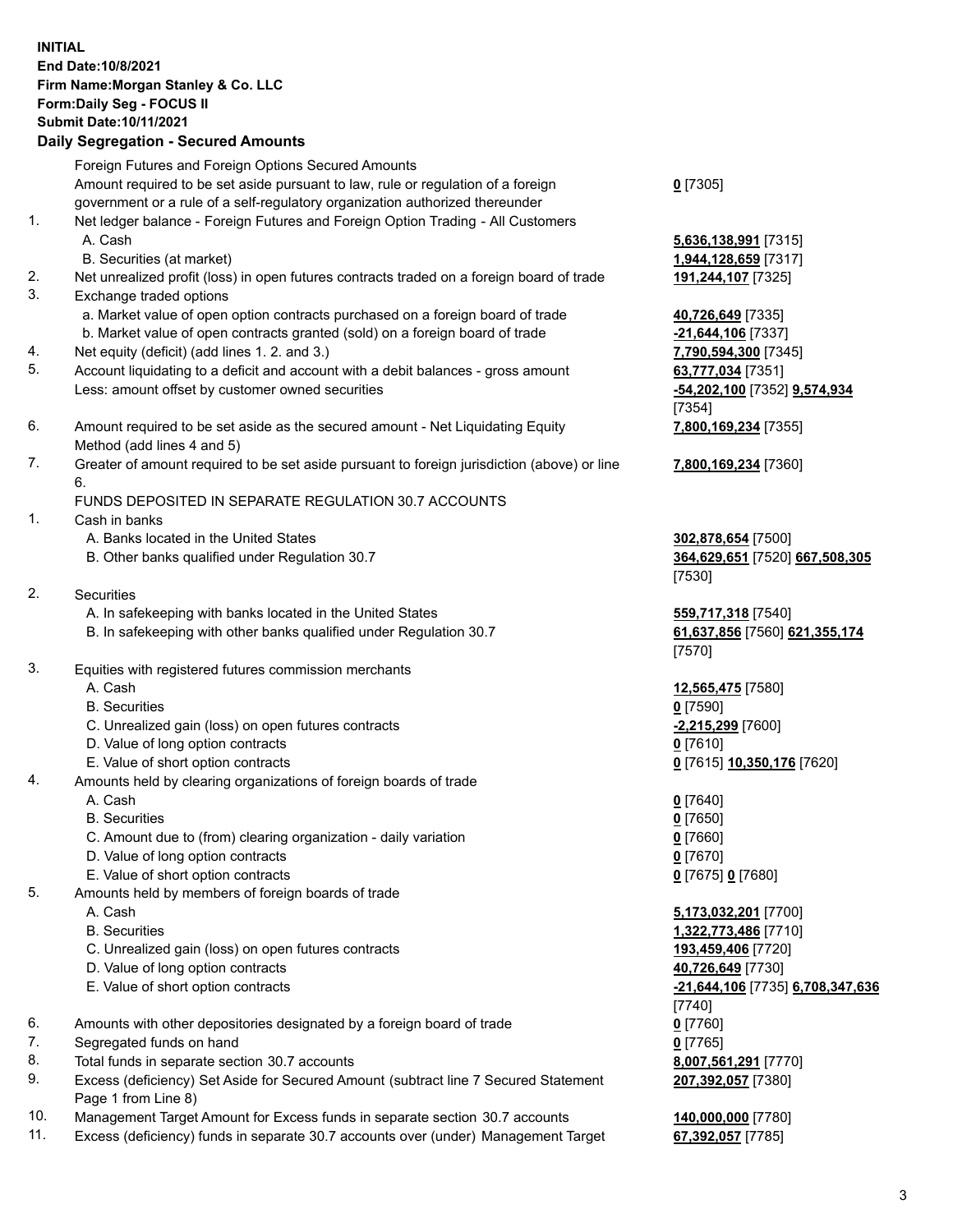**INITIAL**
**End Date:10/8/2021**
**Firm Name:Morgan Stanley & Co. LLC**
**Form:Daily Seg - FOCUS II**
**Submit Date:10/11/2021**

## Daily Segregation - Secured Amounts

| | | |
|---|---|---|
| | Foreign Futures and Foreign Options Secured Amounts | |
| | Amount required to be set aside pursuant to law, rule or regulation of a foreign government or a rule of a self-regulatory organization authorized thereunder | **0** [7305] |
| 1. | Net ledger balance - Foreign Futures and Foreign Option Trading - All Customers | |
| | A. Cash | **5,636,138,991** [7315] |
| | B. Securities (at market) | **1,944,128,659** [7317] |
| 2. | Net unrealized profit (loss) in open futures contracts traded on a foreign board of trade | **191,244,107** [7325] |
| 3. | Exchange traded options | |
| | a. Market value of open option contracts purchased on a foreign board of trade | **40,726,649** [7335] |
| | b. Market value of open contracts granted (sold) on a foreign board of trade | **-21,644,106** [7337] |
| 4. | Net equity (deficit) (add lines 1. 2. and 3.) | **7,790,594,300** [7345] |
| 5. | Account liquidating to a deficit and account with a debit balances - gross amount | **63,777,034** [7351] |
| | Less: amount offset by customer owned securities | **-54,202,100** [7352] **9,574,934** [7354] |
| 6. | Amount required to be set aside as the secured amount - Net Liquidating Equity Method (add lines 4 and 5) | **7,800,169,234** [7355] |
| 7. | Greater of amount required to be set aside pursuant to foreign jurisdiction (above) or line 6. | **7,800,169,234** [7360] |
| | FUNDS DEPOSITED IN SEPARATE REGULATION 30.7 ACCOUNTS | |
| 1. | Cash in banks | |
| | A. Banks located in the United States | **302,878,654** [7500] |
| | B. Other banks qualified under Regulation 30.7 | **364,629,651** [7520] **667,508,305** [7530] |
| 2. | Securities | |
| | A. In safekeeping with banks located in the United States | **559,717,318** [7540] |
| | B. In safekeeping with other banks qualified under Regulation 30.7 | **61,637,856** [7560] **621,355,174** [7570] |
| 3. | Equities with registered futures commission merchants | |
| | A. Cash | **12,565,475** [7580] |
| | B. Securities | **0** [7590] |
| | C. Unrealized gain (loss) on open futures contracts | **-2,215,299** [7600] |
| | D. Value of long option contracts | **0** [7610] |
| | E. Value of short option contracts | **0** [7615] **10,350,176** [7620] |
| 4. | Amounts held by clearing organizations of foreign boards of trade | |
| | A. Cash | **0** [7640] |
| | B. Securities | **0** [7650] |
| | C. Amount due to (from) clearing organization - daily variation | **0** [7660] |
| | D. Value of long option contracts | **0** [7670] |
| | E. Value of short option contracts | **0** [7675] **0** [7680] |
| 5. | Amounts held by members of foreign boards of trade | |
| | A. Cash | **5,173,032,201** [7700] |
| | B. Securities | **1,322,773,486** [7710] |
| | C. Unrealized gain (loss) on open futures contracts | **193,459,406** [7720] |
| | D. Value of long option contracts | **40,726,649** [7730] |
| | E. Value of short option contracts | **-21,644,106** [7735] **6,708,347,636** [7740] |
| 6. | Amounts with other depositories designated by a foreign board of trade | **0** [7760] |
| 7. | Segregated funds on hand | **0** [7765] |
| 8. | Total funds in separate section 30.7 accounts | **8,007,561,291** [7770] |
| 9. | Excess (deficiency) Set Aside for Secured Amount (subtract line 7 Secured Statement Page 1 from Line 8) | **207,392,057** [7380] |
| 10. | Management Target Amount for Excess funds in separate section 30.7 accounts | **140,000,000** [7780] |
| 11. | Excess (deficiency) funds in separate 30.7 accounts over (under) Management Target | **67,392,057** [7785] |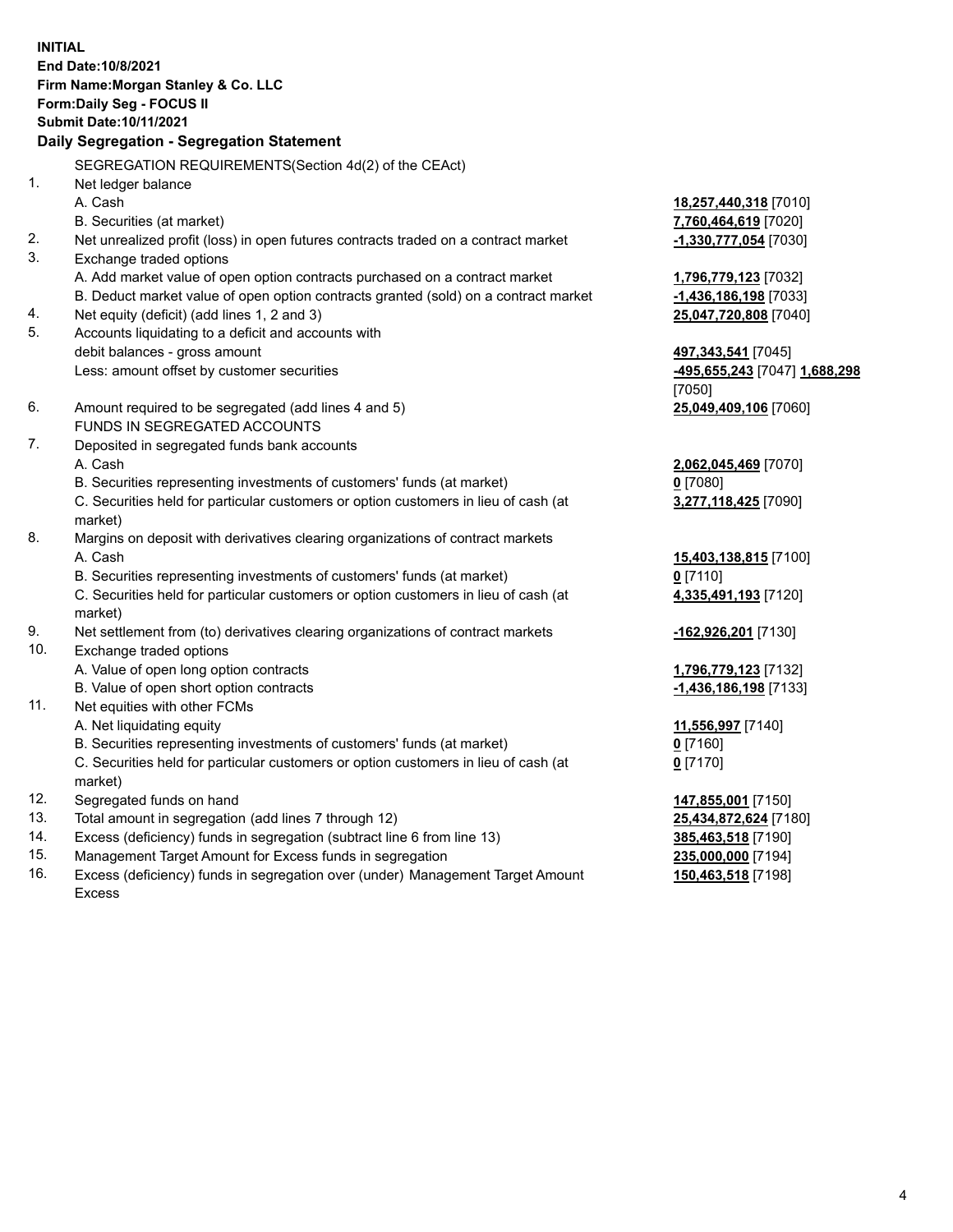**INITIAL**
**End Date:10/8/2021**
**Firm Name:Morgan Stanley & Co. LLC**
**Form:Daily Seg - FOCUS II**
**Submit Date:10/11/2021**

**Daily Segregation - Segregation Statement**

| | | |
|---|---|---|
| | SEGREGATION REQUIREMENTS(Section 4d(2) of the CEAct) | |
| 1. | Net ledger balance | |
| | A. Cash | **18,257,440,318** [7010] |
| | B. Securities (at market) | **7,760,464,619** [7020] |
| 2. | Net unrealized profit (loss) in open futures contracts traded on a contract market | **-1,330,777,054** [7030] |
| 3. | Exchange traded options | |
| | A. Add market value of open option contracts purchased on a contract market | **1,796,779,123** [7032] |
| | B. Deduct market value of open option contracts granted (sold) on a contract market | **-1,436,186,198** [7033] |
| 4. | Net equity (deficit) (add lines 1, 2 and 3) | **25,047,720,808** [7040] |
| 5. | Accounts liquidating to a deficit and accounts with debit balances - gross amount | **497,343,541** [7045] |
| | Less: amount offset by customer securities | **-495,655,243** [7047] **1,688,298** [7050] |
| 6. | Amount required to be segregated (add lines 4 and 5) | **25,049,409,106** [7060] |
| | FUNDS IN SEGREGATED ACCOUNTS | |
| 7. | Deposited in segregated funds bank accounts | |
| | A. Cash | **2,062,045,469** [7070] |
| | B. Securities representing investments of customers' funds (at market) | **0** [7080] |
| | C. Securities held for particular customers or option customers in lieu of cash (at market) | **3,277,118,425** [7090] |
| 8. | Margins on deposit with derivatives clearing organizations of contract markets | |
| | A. Cash | **15,403,138,815** [7100] |
| | B. Securities representing investments of customers' funds (at market) | **0** [7110] |
| | C. Securities held for particular customers or option customers in lieu of cash (at market) | **4,335,491,193** [7120] |
| 9. | Net settlement from (to) derivatives clearing organizations of contract markets | **-162,926,201** [7130] |
| 10. | Exchange traded options | |
| | A. Value of open long option contracts | **1,796,779,123** [7132] |
| | B. Value of open short option contracts | **-1,436,186,198** [7133] |
| 11. | Net equities with other FCMs | |
| | A. Net liquidating equity | **11,556,997** [7140] |
| | B. Securities representing investments of customers' funds (at market) | **0** [7160] |
| | C. Securities held for particular customers or option customers in lieu of cash (at market) | **0** [7170] |
| 12. | Segregated funds on hand | **147,855,001** [7150] |
| 13. | Total amount in segregation (add lines 7 through 12) | **25,434,872,624** [7180] |
| 14. | Excess (deficiency) funds in segregation (subtract line 6 from line 13) | **385,463,518** [7190] |
| 15. | Management Target Amount for Excess funds in segregation | **235,000,000** [7194] |
| 16. | Excess (deficiency) funds in segregation over (under) Management Target Amount Excess | **150,463,518** [7198] |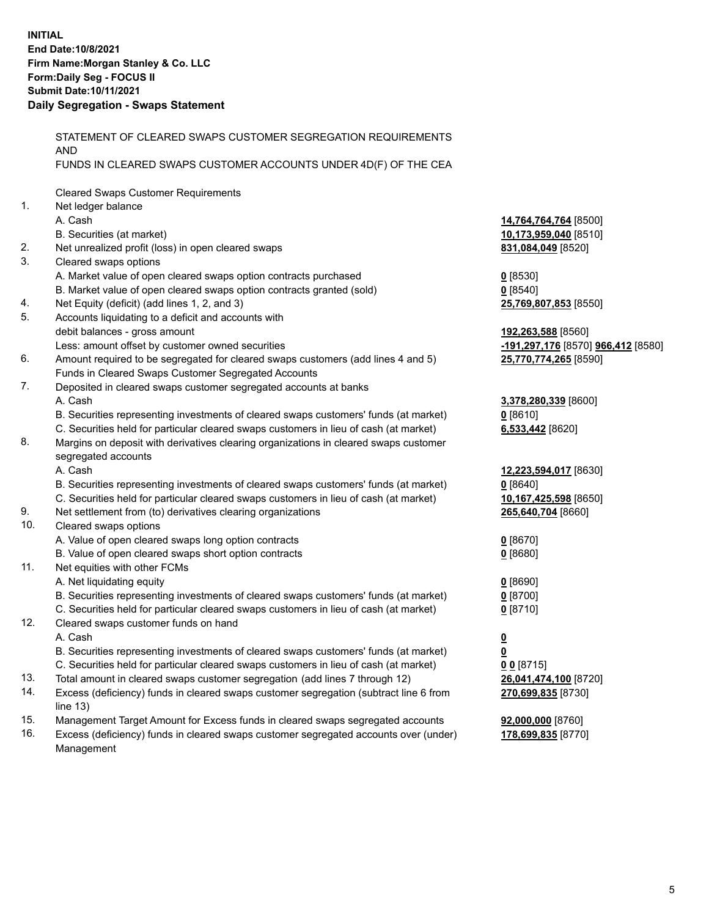**INITIAL**
**End Date:10/8/2021**
**Firm Name:Morgan Stanley & Co. LLC**
**Form:Daily Seg - FOCUS II**
**Submit Date:10/11/2021**
**Daily Segregation - Swaps Statement**

STATEMENT OF CLEARED SWAPS CUSTOMER SEGREGATION REQUIREMENTS AND FUNDS IN CLEARED SWAPS CUSTOMER ACCOUNTS UNDER 4D(F) OF THE CEA

| | | |
|---|---|---|
| | Cleared Swaps Customer Requirements | |
| 1. | Net ledger balance | |
| | A. Cash | **14,764,764,764** [8500] |
| | B. Securities (at market) | **10,173,959,040** [8510] |
| 2. | Net unrealized profit (loss) in open cleared swaps | **831,084,049** [8520] |
| 3. | Cleared swaps options | |
| | A. Market value of open cleared swaps option contracts purchased | **0** [8530] |
| | B. Market value of open cleared swaps option contracts granted (sold) | **0** [8540] |
| 4. | Net Equity (deficit) (add lines 1, 2, and 3) | **25,769,807,853** [8550] |
| 5. | Accounts liquidating to a deficit and accounts with debit balances - gross amount | **192,263,588** [8560] |
| | Less: amount offset by customer owned securities | **-191,297,176** [8570] **966,412** [8580] |
| 6. | Amount required to be segregated for cleared swaps customers (add lines 4 and 5) | **25,770,774,265** [8590] |
| | Funds in Cleared Swaps Customer Segregated Accounts | |
| 7. | Deposited in cleared swaps customer segregated accounts at banks | |
| | A. Cash | **3,378,280,339** [8600] |
| | B. Securities representing investments of cleared swaps customers' funds (at market) | **0** [8610] |
| | C. Securities held for particular cleared swaps customers in lieu of cash (at market) | **6,533,442** [8620] |
| 8. | Margins on deposit with derivatives clearing organizations in cleared swaps customer segregated accounts | |
| | A. Cash | **12,223,594,017** [8630] |
| | B. Securities representing investments of cleared swaps customers' funds (at market) | **0** [8640] |
| | C. Securities held for particular cleared swaps customers in lieu of cash (at market) | **10,167,425,598** [8650] |
| 9. | Net settlement from (to) derivatives clearing organizations | **265,640,704** [8660] |
| 10. | Cleared swaps options | |
| | A. Value of open cleared swaps long option contracts | **0** [8670] |
| | B. Value of open cleared swaps short option contracts | **0** [8680] |
| 11. | Net equities with other FCMs | |
| | A. Net liquidating equity | **0** [8690] |
| | B. Securities representing investments of cleared swaps customers' funds (at market) | **0** [8700] |
| | C. Securities held for particular cleared swaps customers in lieu of cash (at market) | **0** [8710] |
| 12. | Cleared swaps customer funds on hand | |
| | A. Cash | **0** |
| | B. Securities representing investments of cleared swaps customers' funds (at market) | **0** |
| | C. Securities held for particular cleared swaps customers in lieu of cash (at market) | **0** **0** [8715] |
| 13. | Total amount in cleared swaps customer segregation (add lines 7 through 12) | **26,041,474,100** [8720] |
| 14. | Excess (deficiency) funds in cleared swaps customer segregation (subtract line 6 from line 13) | **270,699,835** [8730] |
| 15. | Management Target Amount for Excess funds in cleared swaps segregated accounts | **92,000,000** [8760] |
| 16. | Excess (deficiency) funds in cleared swaps customer segregated accounts over (under) Management | **178,699,835** [8770] |